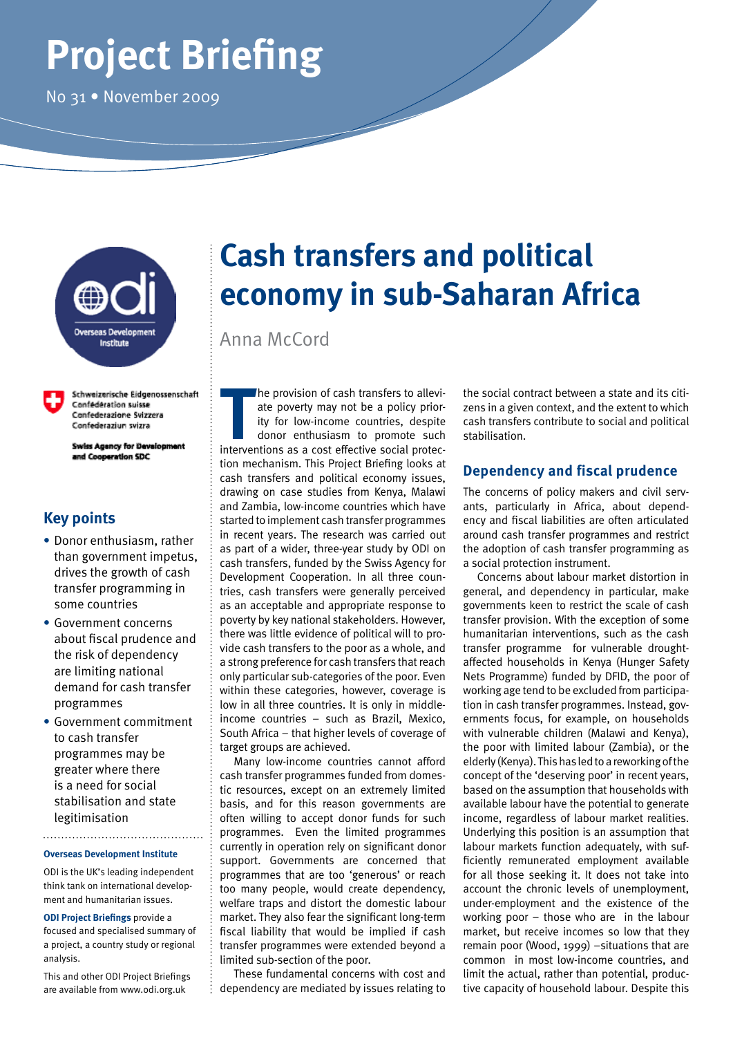# Project Briefing

No 31 • November 2009

## Key points

- Donor enthusiasm, rather than government impetus, drives the growth of cash transfer programming in some countries
- Government concerns about fiscal prudence and the risk of dependency are limiting national demand for cash transfer programmes
- Government commitment to cash transfer programmes may be greater where there is a need for social stabilisation and state legitimisation

**Overseas Development Institute**

ODI is the UK's leading independent think tank on international development and humanitarian issues.

**ODI Project Briefings** provide a focused and specialised summary of a project, a country study or regional analysis.

This and other ODI Project Briefings are available from www.odi.org.uk

# Cash transfers and political economy in sub-Saharan Africa

Anna McCord

The provision of cash transfers to alleviate poverty may not be a policy priority for low-income countries, despite donor enthusiasm to promote such interventions as a cost effective social protection mechanism. This Project Briefing looks at cash transfers and political economy issues, drawing on case studies from Kenya, Malawi and Zambia, low-income countries which have started to implement cash transfer programmes in recent years. The research was carried out as part of a wider, three-year study by ODI on cash transfers, funded by the Swiss Agency for Development Cooperation. In all three countries, cash transfers were generally perceived as an acceptable and appropriate response to poverty by key national stakeholders. However, there was little evidence of political will to provide cash transfers to the poor as a whole, and a strong preference for cash transfers that reach only particular sub-categories of the poor. Even within these categories, however, coverage is low in all three countries. It is only in middle-income countries – such as Brazil, Mexico, South Africa – that higher levels of coverage of target groups are achieved.

Many low-income countries cannot afford cash transfer programmes funded from domestic resources, except on an extremely limited basis, and for this reason governments are often willing to accept donor funds for such programmes. Even the limited programmes currently in operation rely on significant donor support. Governments are concerned that programmes that are too 'generous' or reach too many people, would create dependency, welfare traps and distort the domestic labour market. They also fear the significant long-term fiscal liability that would be implied if cash transfer programmes were extended beyond a limited sub-section of the poor.

These fundamental concerns with cost and dependency are mediated by issues relating to the social contract between a state and its citizens in a given context, and the extent to which cash transfers contribute to social and political stabilisation.

## Dependency and fiscal prudence

The concerns of policy makers and civil servants, particularly in Africa, about dependency and fiscal liabilities are often articulated around cash transfer programmes and restrict the adoption of cash transfer programming as a social protection instrument.

Concerns about labour market distortion in general, and dependency in particular, make governments keen to restrict the scale of cash transfer provision. With the exception of some humanitarian interventions, such as the cash transfer programme for vulnerable drought-affected households in Kenya (Hunger Safety Nets Programme) funded by DFID, the poor of working age tend to be excluded from participation in cash transfer programmes. Instead, governments focus, for example, on households with vulnerable children (Malawi and Kenya), the poor with limited labour (Zambia), or the elderly (Kenya). This has led to a reworking of the concept of the 'deserving poor' in recent years, based on the assumption that households with available labour have the potential to generate income, regardless of labour market realities. Underlying this position is an assumption that labour markets function adequately, with sufficiently remunerated employment available for all those seeking it. It does not take into account the chronic levels of unemployment, under-employment and the existence of the working poor – those who are in the labour market, but receive incomes so low that they remain poor (Wood, 1999) –situations that are common in most low-income countries, and limit the actual, rather than potential, productive capacity of household labour. Despite this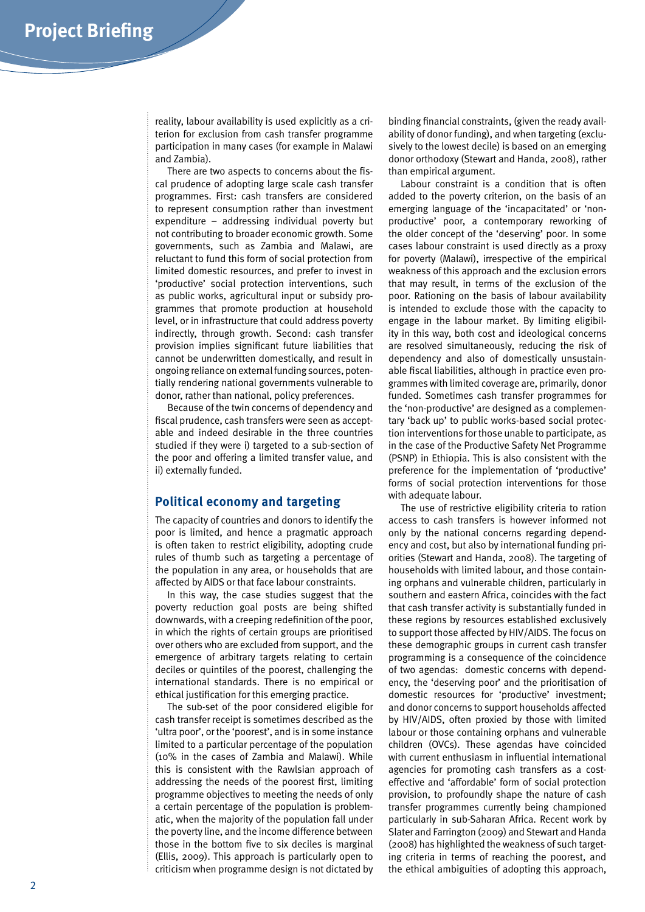reality, labour availability is used explicitly as a criterion for exclusion from cash transfer programme participation in many cases (for example in Malawi and Zambia).

There are two aspects to concerns about the fiscal prudence of adopting large scale cash transfer programmes. First: cash transfers are considered to represent consumption rather than investment expenditure – addressing individual poverty but not contributing to broader economic growth. Some governments, such as Zambia and Malawi, are reluctant to fund this form of social protection from limited domestic resources, and prefer to invest in 'productive' social protection interventions, such as public works, agricultural input or subsidy programmes that promote production at household level, or in infrastructure that could address poverty indirectly, through growth. Second: cash transfer provision implies significant future liabilities that cannot be underwritten domestically, and result in ongoing reliance on external funding sources, potentially rendering national governments vulnerable to donor, rather than national, policy preferences.

Because of the twin concerns of dependency and fiscal prudence, cash transfers were seen as acceptable and indeed desirable in the three countries studied if they were i) targeted to a sub-section of the poor and offering a limited transfer value, and ii) externally funded.

## Political economy and targeting

The capacity of countries and donors to identify the poor is limited, and hence a pragmatic approach is often taken to restrict eligibility, adopting crude rules of thumb such as targeting a percentage of the population in any area, or households that are affected by AIDS or that face labour constraints.

In this way, the case studies suggest that the poverty reduction goal posts are being shifted downwards, with a creeping redefinition of the poor, in which the rights of certain groups are prioritised over others who are excluded from support, and the emergence of arbitrary targets relating to certain deciles or quintiles of the poorest, challenging the international standards. There is no empirical or ethical justification for this emerging practice.

The sub-set of the poor considered eligible for cash transfer receipt is sometimes described as the 'ultra poor', or the 'poorest', and is in some instance limited to a particular percentage of the population (10% in the cases of Zambia and Malawi). While this is consistent with the Rawlsian approach of addressing the needs of the poorest first, limiting programme objectives to meeting the needs of only a certain percentage of the population is problematic, when the majority of the population fall under the poverty line, and the income difference between those in the bottom five to six deciles is marginal (Ellis, 2009). This approach is particularly open to criticism when programme design is not dictated by binding financial constraints, (given the ready availability of donor funding), and when targeting (exclusively to the lowest decile) is based on an emerging donor orthodoxy (Stewart and Handa, 2008), rather than empirical argument.

Labour constraint is a condition that is often added to the poverty criterion, on the basis of an emerging language of the 'incapacitated' or 'non-productive' poor, a contemporary reworking of the older concept of the 'deserving' poor. In some cases labour constraint is used directly as a proxy for poverty (Malawi), irrespective of the empirical weakness of this approach and the exclusion errors that may result, in terms of the exclusion of the poor. Rationing on the basis of labour availability is intended to exclude those with the capacity to engage in the labour market. By limiting eligibility in this way, both cost and ideological concerns are resolved simultaneously, reducing the risk of dependency and also of domestically unsustainable fiscal liabilities, although in practice even programmes with limited coverage are, primarily, donor funded. Sometimes cash transfer programmes for the 'non-productive' are designed as a complementary 'back up' to public works-based social protection interventions for those unable to participate, as in the case of the Productive Safety Net Programme (PSNP) in Ethiopia. This is also consistent with the preference for the implementation of 'productive' forms of social protection interventions for those with adequate labour.

The use of restrictive eligibility criteria to ration access to cash transfers is however informed not only by the national concerns regarding dependency and cost, but also by international funding priorities (Stewart and Handa, 2008). The targeting of households with limited labour, and those containing orphans and vulnerable children, particularly in southern and eastern Africa, coincides with the fact that cash transfer activity is substantially funded in these regions by resources established exclusively to support those affected by HIV/AIDS. The focus on these demographic groups in current cash transfer programming is a consequence of the coincidence of two agendas: domestic concerns with dependency, the 'deserving poor' and the prioritisation of domestic resources for 'productive' investment; and donor concerns to support households affected by HIV/AIDS, often proxied by those with limited labour or those containing orphans and vulnerable children (OVCs). These agendas have coincided with current enthusiasm in influential international agencies for promoting cash transfers as a cost-effective and 'affordable' form of social protection provision, to profoundly shape the nature of cash transfer programmes currently being championed particularly in sub-Saharan Africa. Recent work by Slater and Farrington (2009) and Stewart and Handa (2008) has highlighted the weakness of such targeting criteria in terms of reaching the poorest, and the ethical ambiguities of adopting this approach,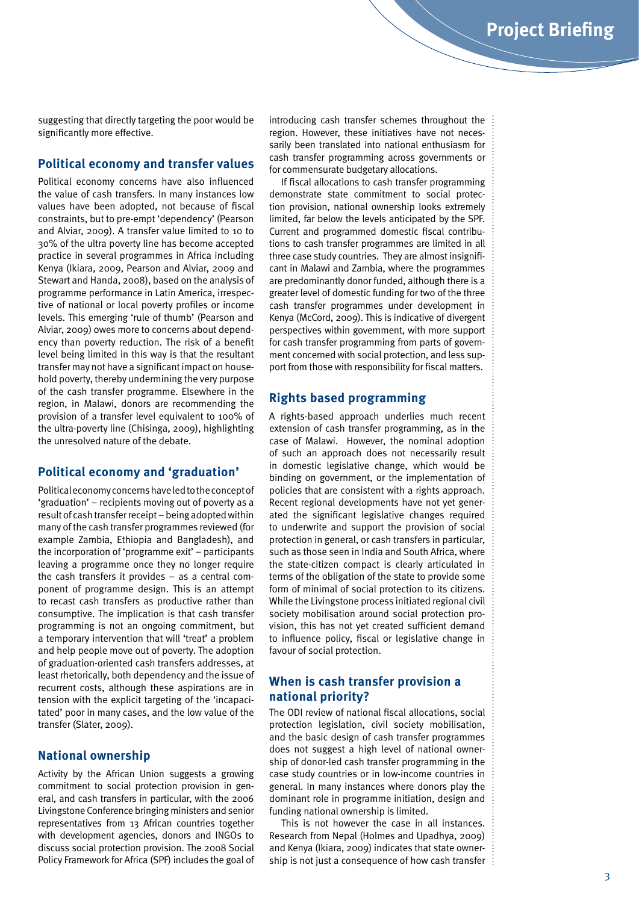suggesting that directly targeting the poor would be significantly more effective.

## Political economy and transfer values

Political economy concerns have also influenced the value of cash transfers. In many instances low values have been adopted, not because of fiscal constraints, but to pre-empt 'dependency' (Pearson and Alviar, 2009). A transfer value limited to 10 to 30% of the ultra poverty line has become accepted practice in several programmes in Africa including Kenya (Ikiara, 2009, Pearson and Alviar, 2009 and Stewart and Handa, 2008), based on the analysis of programme performance in Latin America, irrespective of national or local poverty profiles or income levels. This emerging 'rule of thumb' (Pearson and Alviar, 2009) owes more to concerns about dependency than poverty reduction. The risk of a benefit level being limited in this way is that the resultant transfer may not have a significant impact on household poverty, thereby undermining the very purpose of the cash transfer programme. Elsewhere in the region, in Malawi, donors are recommending the provision of a transfer level equivalent to 100% of the ultra-poverty line (Chisinga, 2009), highlighting the unresolved nature of the debate.

## Political economy and 'graduation'

Political economy concerns have led to the concept of 'graduation' – recipients moving out of poverty as a result of cash transfer receipt – being adopted within many of the cash transfer programmes reviewed (for example Zambia, Ethiopia and Bangladesh), and the incorporation of 'programme exit' – participants leaving a programme once they no longer require the cash transfers it provides – as a central component of programme design. This is an attempt to recast cash transfers as productive rather than consumptive. The implication is that cash transfer programming is not an ongoing commitment, but a temporary intervention that will 'treat' a problem and help people move out of poverty. The adoption of graduation-oriented cash transfers addresses, at least rhetorically, both dependency and the issue of recurrent costs, although these aspirations are in tension with the explicit targeting of the 'incapacitated' poor in many cases, and the low value of the transfer (Slater, 2009).

## National ownership

Activity by the African Union suggests a growing commitment to social protection provision in general, and cash transfers in particular, with the 2006 Livingstone Conference bringing ministers and senior representatives from 13 African countries together with development agencies, donors and INGOs to discuss social protection provision. The 2008 Social Policy Framework for Africa (SPF) includes the goal of introducing cash transfer schemes throughout the region. However, these initiatives have not necessarily been translated into national enthusiasm for cash transfer programming across governments or for commensurate budgetary allocations.

If fiscal allocations to cash transfer programming demonstrate state commitment to social protection provision, national ownership looks extremely limited, far below the levels anticipated by the SPF. Current and programmed domestic fiscal contributions to cash transfer programmes are limited in all three case study countries. They are almost insignificant in Malawi and Zambia, where the programmes are predominantly donor funded, although there is a greater level of domestic funding for two of the three cash transfer programmes under development in Kenya (McCord, 2009). This is indicative of divergent perspectives within government, with more support for cash transfer programming from parts of government concerned with social protection, and less support from those with responsibility for fiscal matters.

## Rights based programming

A rights-based approach underlies much recent extension of cash transfer programming, as in the case of Malawi. However, the nominal adoption of such an approach does not necessarily result in domestic legislative change, which would be binding on government, or the implementation of policies that are consistent with a rights approach. Recent regional developments have not yet generated the significant legislative changes required to underwrite and support the provision of social protection in general, or cash transfers in particular, such as those seen in India and South Africa, where the state-citizen compact is clearly articulated in terms of the obligation of the state to provide some form of minimal of social protection to its citizens. While the Livingstone process initiated regional civil society mobilisation around social protection provision, this has not yet created sufficient demand to influence policy, fiscal or legislative change in favour of social protection.

## When is cash transfer provision a national priority?

The ODI review of national fiscal allocations, social protection legislation, civil society mobilisation, and the basic design of cash transfer programmes does not suggest a high level of national ownership of donor-led cash transfer programming in the case study countries or in low-income countries in general. In many instances where donors play the dominant role in programme initiation, design and funding national ownership is limited.

This is not however the case in all instances. Research from Nepal (Holmes and Upadhya, 2009) and Kenya (Ikiara, 2009) indicates that state ownership is not just a consequence of how cash transfer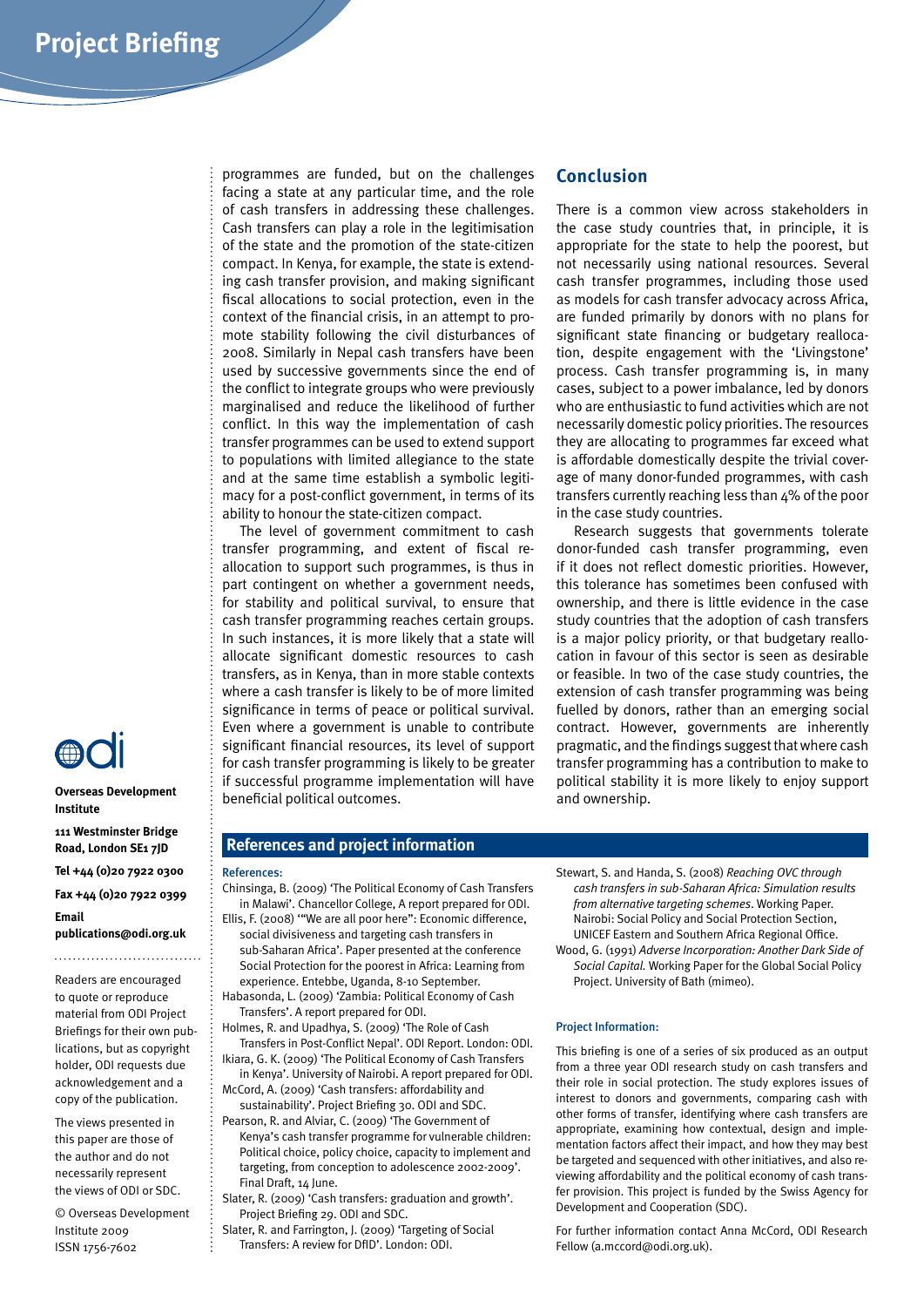programmes are funded, but on the challenges facing a state at any particular time, and the role of cash transfers in addressing these challenges. Cash transfers can play a role in the legitimisation of the state and the promotion of the state-citizen compact. In Kenya, for example, the state is extending cash transfer provision, and making significant fiscal allocations to social protection, even in the context of the financial crisis, in an attempt to promote stability following the civil disturbances of 2008. Similarly in Nepal cash transfers have been used by successive governments since the end of the conflict to integrate groups who were previously marginalised and reduce the likelihood of further conflict. In this way the implementation of cash transfer programmes can be used to extend support to populations with limited allegiance to the state and at the same time establish a symbolic legitimacy for a post-conflict government, in terms of its ability to honour the state-citizen compact.

The level of government commitment to cash transfer programming, and extent of fiscal reallocation to support such programmes, is thus in part contingent on whether a government needs, for stability and political survival, to ensure that cash transfer programming reaches certain groups. In such instances, it is more likely that a state will allocate significant domestic resources to cash transfers, as in Kenya, than in more stable contexts where a cash transfer is likely to be of more limited significance in terms of peace or political survival. Even where a government is unable to contribute significant financial resources, its level of support for cash transfer programming is likely to be greater if successful programme implementation will have beneficial political outcomes.

## Conclusion

There is a common view across stakeholders in the case study countries that, in principle, it is appropriate for the state to help the poorest, but not necessarily using national resources. Several cash transfer programmes, including those used as models for cash transfer advocacy across Africa, are funded primarily by donors with no plans for significant state financing or budgetary reallocation, despite engagement with the 'Livingstone' process. Cash transfer programming is, in many cases, subject to a power imbalance, led by donors who are enthusiastic to fund activities which are not necessarily domestic policy priorities. The resources they are allocating to programmes far exceed what is affordable domestically despite the trivial coverage of many donor-funded programmes, with cash transfers currently reaching less than 4% of the poor in the case study countries.

Research suggests that governments tolerate donor-funded cash transfer programming, even if it does not reflect domestic priorities. However, this tolerance has sometimes been confused with ownership, and there is little evidence in the case study countries that the adoption of cash transfers is a major policy priority, or that budgetary reallocation in favour of this sector is seen as desirable or feasible. In two of the case study countries, the extension of cash transfer programming was being fuelled by donors, rather than an emerging social contract. However, governments are inherently pragmatic, and the findings suggest that where cash transfer programming has a contribution to make to political stability it is more likely to enjoy support and ownership.

## References and project information

**References:**

Chinsinga, B. (2009) 'The Political Economy of Cash Transfers in Malawi'. Chancellor College, A report prepared for ODI.

Ellis, F. (2008) '"We are all poor here": Economic difference, social divisiveness and targeting cash transfers in sub-Saharan Africa'. Paper presented at the conference Social Protection for the poorest in Africa: Learning from experience. Entebbe, Uganda, 8-10 September.

Habasonda, L. (2009) 'Zambia: Political Economy of Cash Transfers'. A report prepared for ODI.

Holmes, R. and Upadhya, S. (2009) 'The Role of Cash Transfers in Post-Conflict Nepal'. ODI Report. London: ODI.

Ikiara, G. K. (2009) 'The Political Economy of Cash Transfers in Kenya'. University of Nairobi. A report prepared for ODI.

McCord, A. (2009) 'Cash transfers: affordability and sustainability'. Project Briefing 30. ODI and SDC.

Pearson, R. and Alviar, C. (2009) 'The Government of Kenya's cash transfer programme for vulnerable children: Political choice, policy choice, capacity to implement and targeting, from conception to adolescence 2002-2009'. Final Draft, 14 June.

Slater, R. (2009) 'Cash transfers: graduation and growth'. Project Briefing 29. ODI and SDC.

Slater, R. and Farrington, J. (2009) 'Targeting of Social Transfers: A review for DfID'. London: ODI.

Stewart, S. and Handa, S. (2008) *Reaching OVC through cash transfers in sub-Saharan Africa: Simulation results from alternative targeting schemes*. Working Paper. Nairobi: Social Policy and Social Protection Section, UNICEF Eastern and Southern Africa Regional Office.

Wood, G. (1991) *Adverse Incorporation: Another Dark Side of Social Capital*. Working Paper for the Global Social Policy Project. University of Bath (mimeo).

**Project Information:**

This briefing is one of a series of six produced as an output from a three year ODI research study on cash transfers and their role in social protection. The study explores issues of interest to donors and governments, comparing cash with other forms of transfer, identifying where cash transfers are appropriate, examining how contextual, design and implementation factors affect their impact, and how they may best be targeted and sequenced with other initiatives, and also reviewing affordability and the political economy of cash transfer provision. This project is funded by the Swiss Agency for Development and Cooperation (SDC).

For further information contact Anna McCord, ODI Research Fellow (a.mccord@odi.org.uk).

**Overseas Development Institute**

**111 Westminster Bridge Road, London SE1 7JD**

**Tel +44 (0)20 7922 0300**

**Fax +44 (0)20 7922 0399**

**Email publications@odi.org.uk**

Readers are encouraged to quote or reproduce material from ODI Project Briefings for their own publications, but as copyright holder, ODI requests due acknowledgement and a copy of the publication.

The views presented in this paper are those of the author and do not necessarily represent the views of ODI or SDC.

© Overseas Development Institute 2009
ISSN 1756-7602